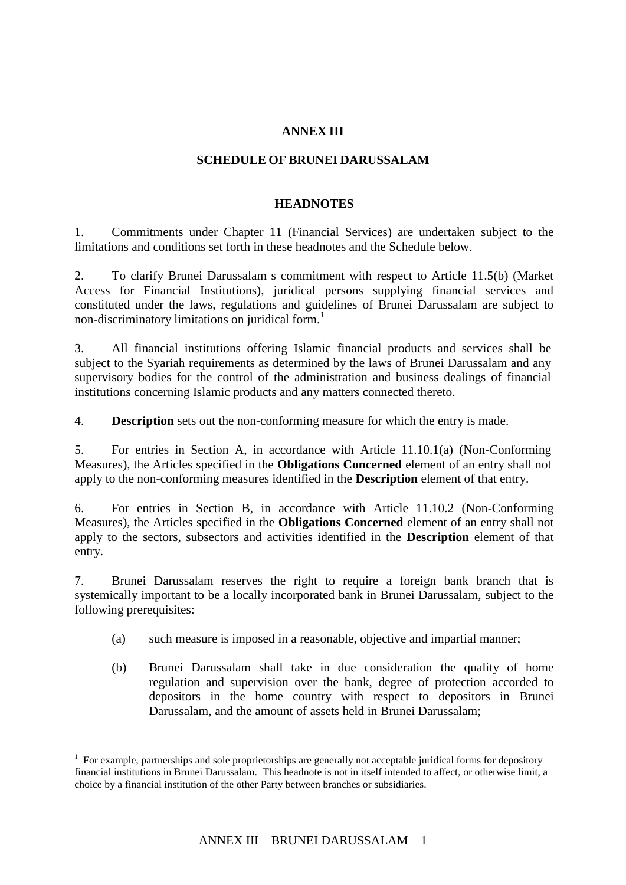# ANNEX III

## SCHEDULE OF BRUNEI DARUSSALAM

### HEADNOTES

1. Commitments under Chapter 11 (Financial Services) are undertaken subject to the limitations and conditions set forth in these headnotes and the Schedule below.

2. To clarify Brunei Darussalam s commitment with respect to Article 11.5(b) (Market Access for Financial Institutions), juridical persons supplying financial services and constituted under the laws, regulations and guidelines of Brunei Darussalam are subject to non-discriminatory limitations on juridical form.[1]

3. All financial institutions offering Islamic financial products and services shall be subject to the Syariah requirements as determined by the laws of Brunei Darussalam and any supervisory bodies for the control of the administration and business dealings of financial institutions concerning Islamic products and any matters connected thereto.

4. **Description** sets out the non-conforming measure for which the entry is made.

5. For entries in Section A, in accordance with Article 11.10.1(a) (Non-Conforming Measures), the Articles specified in the **Obligations Concerned** element of an entry shall not apply to the non-conforming measures identified in the **Description** element of that entry.

6. For entries in Section B, in accordance with Article 11.10.2 (Non-Conforming Measures), the Articles specified in the **Obligations Concerned** element of an entry shall not apply to the sectors, subsectors and activities identified in the **Description** element of that entry.

7. Brunei Darussalam reserves the right to require a foreign bank branch that is systemically important to be a locally incorporated bank in Brunei Darussalam, subject to the following prerequisites:

   (a) such measure is imposed in a reasonable, objective and impartial manner;

   (b) Brunei Darussalam shall take in due consideration the quality of home regulation and supervision over the bank, degree of protection accorded to depositors in the home country with respect to depositors in Brunei Darussalam, and the amount of assets held in Brunei Darussalam;

---

[1] For example, partnerships and sole proprietorships are generally not acceptable juridical forms for depository financial institutions in Brunei Darussalam. This headnote is not in itself intended to affect, or otherwise limit, a choice by a financial institution of the other Party between branches or subsidiaries.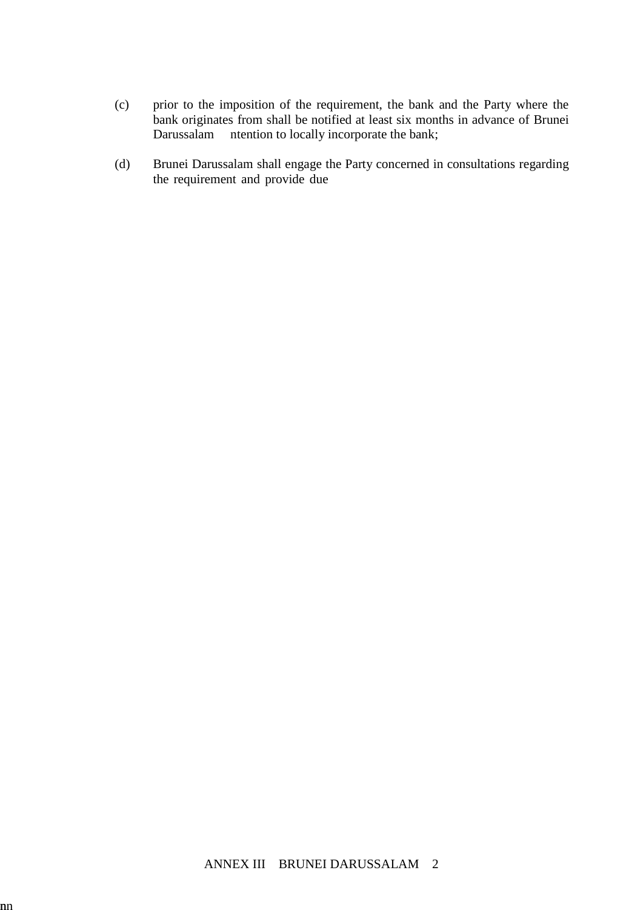(c) prior to the imposition of the requirement, the bank and the Party where the bank originates from shall be notified at least six months in advance of Brunei Darussalam ntention to locally incorporate the bank;

(d) Brunei Darussalam shall engage the Party concerned in consultations regarding the requirement and provide due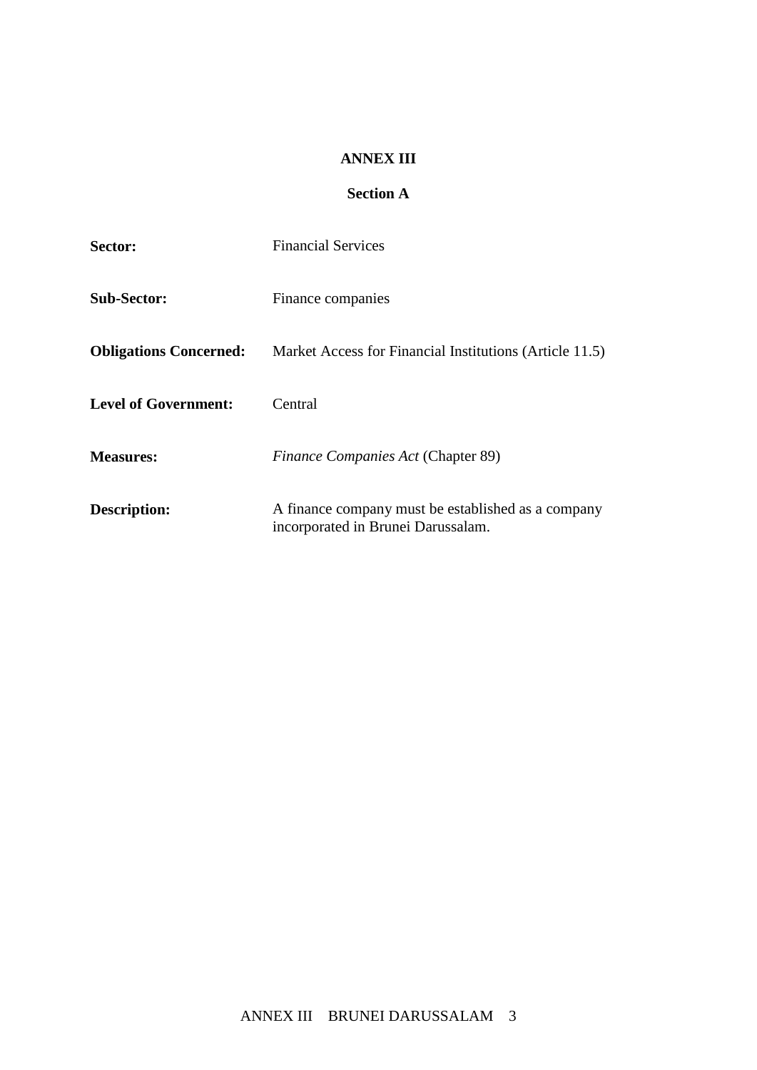# ANNEX III

## Section A

**Sector:** Financial Services

**Sub-Sector:** Finance companies

**Obligations Concerned:** Market Access for Financial Institutions (Article 11.5)

**Level of Government:** Central

**Measures:** *Finance Companies Act* (Chapter 89)

**Description:** A finance company must be established as a company incorporated in Brunei Darussalam.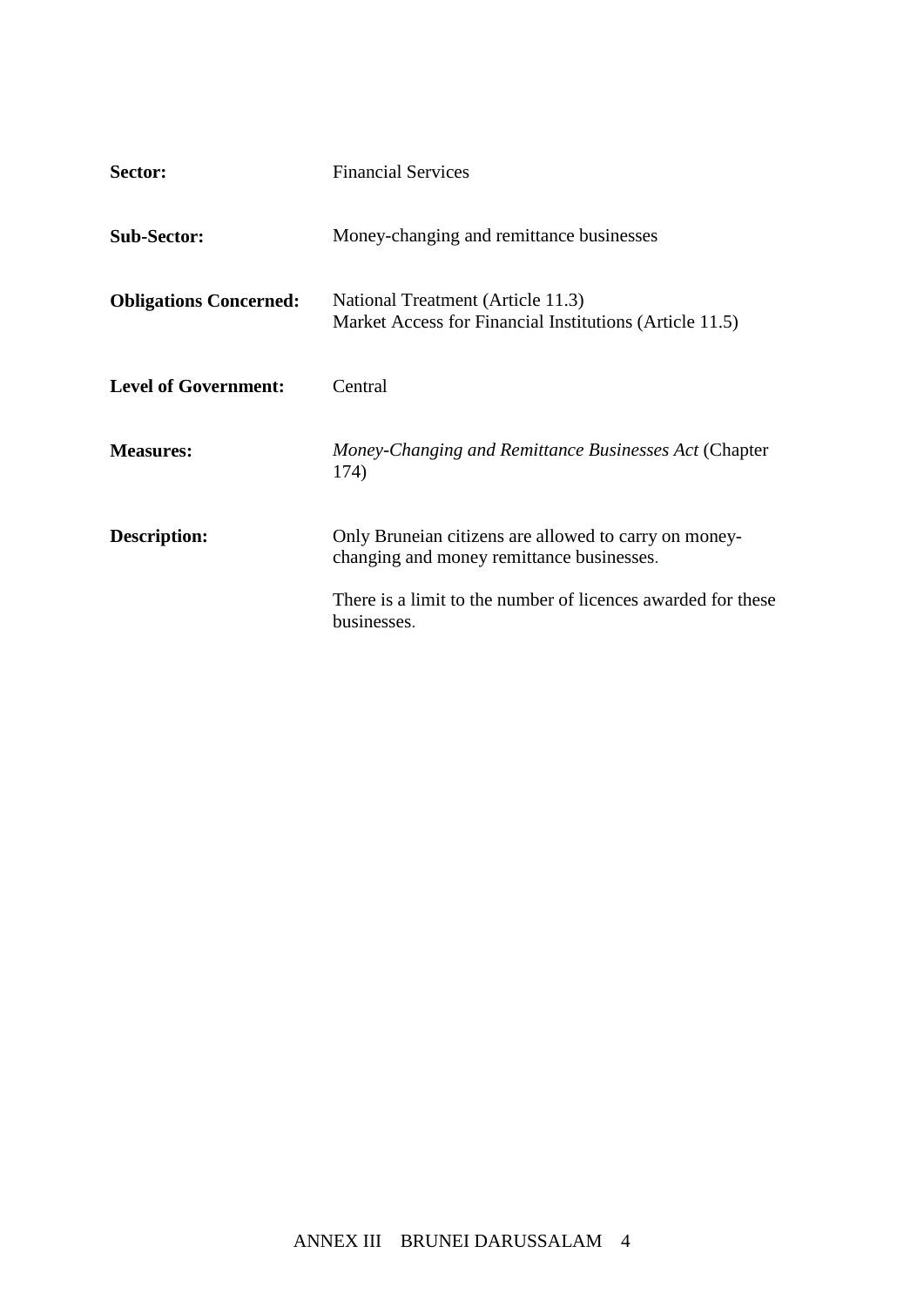| | |
|---|---|
| **Sector:** | Financial Services |
| **Sub-Sector:** | Money-changing and remittance businesses |
| **Obligations Concerned:** | National Treatment (Article 11.3)<br>Market Access for Financial Institutions (Article 11.5) |
| **Level of Government:** | Central |
| **Measures:** | *Money-Changing and Remittance Businesses Act* (Chapter 174) |
| **Description:** | Only Bruneian citizens are allowed to carry on money-changing and money remittance businesses.<br><br>There is a limit to the number of licences awarded for these businesses. |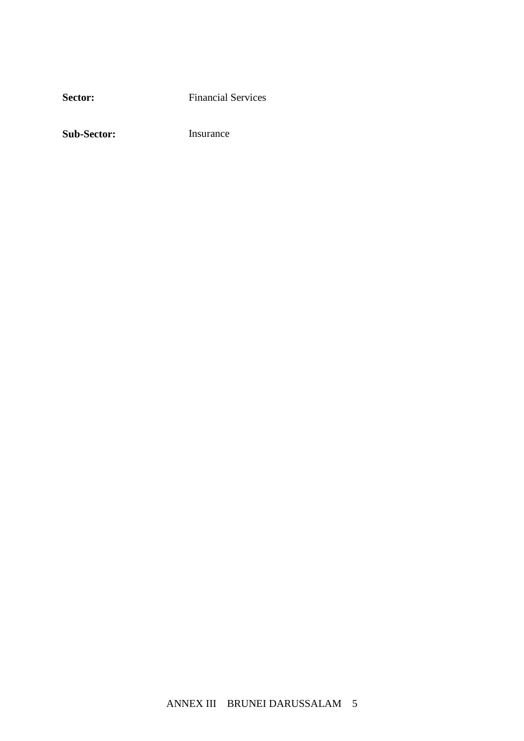**Sector:** Financial Services

**Sub-Sector:** Insurance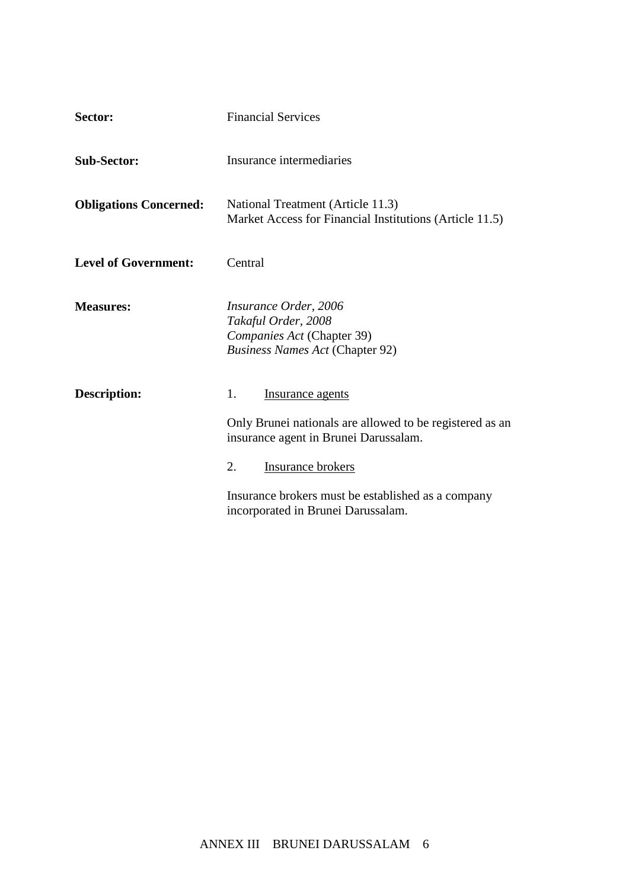**Sector:** Financial Services

**Sub-Sector:** Insurance intermediaries

**Obligations Concerned:** National Treatment (Article 11.3)
Market Access for Financial Institutions (Article 11.5)

**Level of Government:** Central

**Measures:** *Insurance Order, 2006*
*Takaful Order, 2008*
*Companies Act* (Chapter 39)
*Business Names Act* (Chapter 92)

**Description:**

1. Insurance agents

Only Brunei nationals are allowed to be registered as an insurance agent in Brunei Darussalam.

2. Insurance brokers

Insurance brokers must be established as a company incorporated in Brunei Darussalam.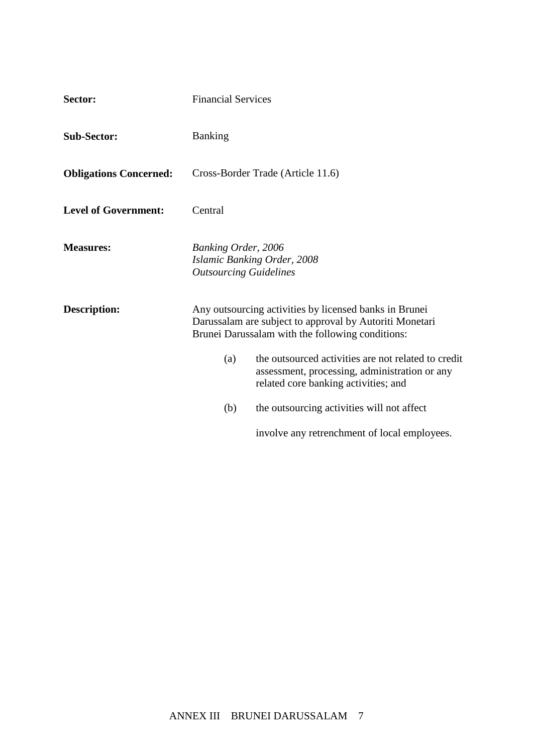**Sector:** Financial Services

**Sub-Sector:** Banking

**Obligations Concerned:** Cross-Border Trade (Article 11.6)

**Level of Government:** Central

**Measures:** *Banking Order, 2006*
*Islamic Banking Order, 2008*
*Outsourcing Guidelines*

**Description:** Any outsourcing activities by licensed banks in Brunei Darussalam are subject to approval by Autoriti Monetari Brunei Darussalam with the following conditions:

(a) the outsourced activities are not related to credit assessment, processing, administration or any related core banking activities; and

(b) the outsourcing activities will not affect

involve any retrenchment of local employees.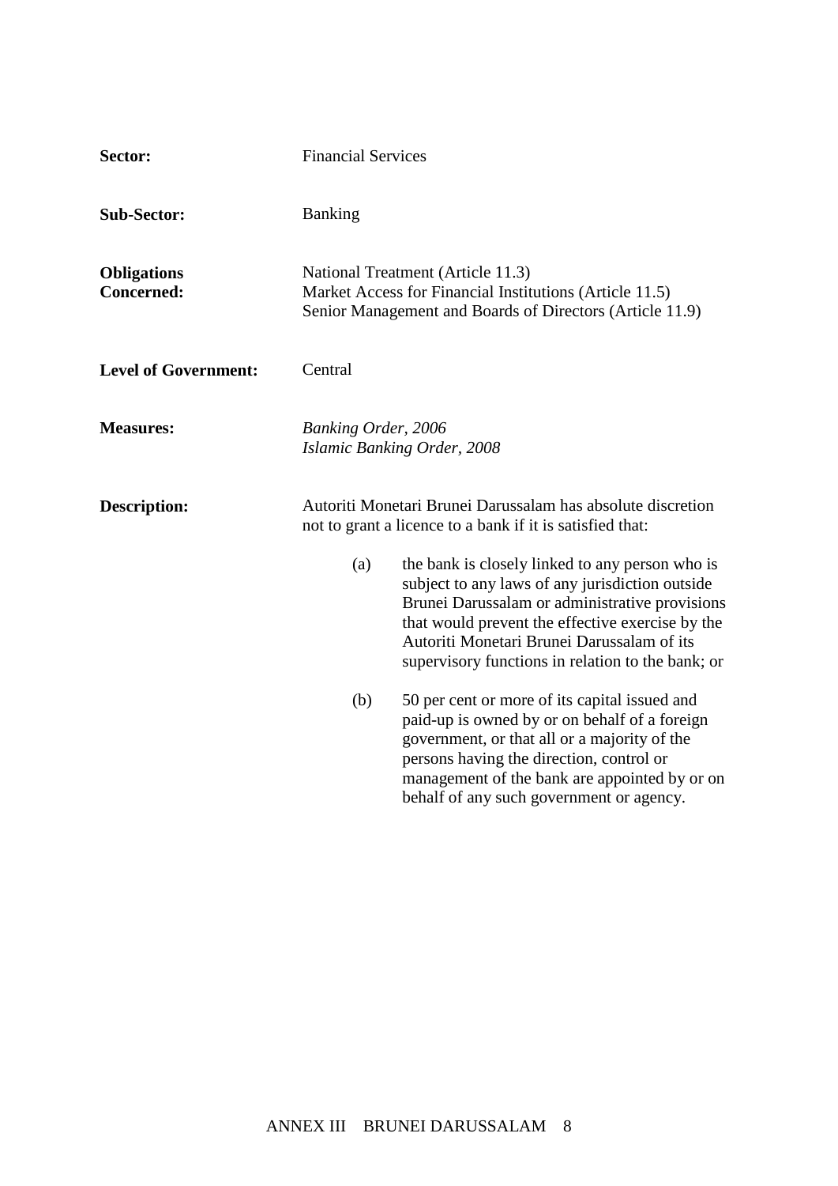**Sector:** Financial Services

**Sub-Sector:** Banking

**Obligations Concerned:** National Treatment (Article 11.3)
Market Access for Financial Institutions (Article 11.5)
Senior Management and Boards of Directors (Article 11.9)

**Level of Government:** Central

**Measures:** *Banking Order, 2006*
*Islamic Banking Order, 2008*

**Description:** Autoriti Monetari Brunei Darussalam has absolute discretion not to grant a licence to a bank if it is satisfied that:

(a) the bank is closely linked to any person who is subject to any laws of any jurisdiction outside Brunei Darussalam or administrative provisions that would prevent the effective exercise by the Autoriti Monetari Brunei Darussalam of its supervisory functions in relation to the bank; or

(b) 50 per cent or more of its capital issued and paid-up is owned by or on behalf of a foreign government, or that all or a majority of the persons having the direction, control or management of the bank are appointed by or on behalf of any such government or agency.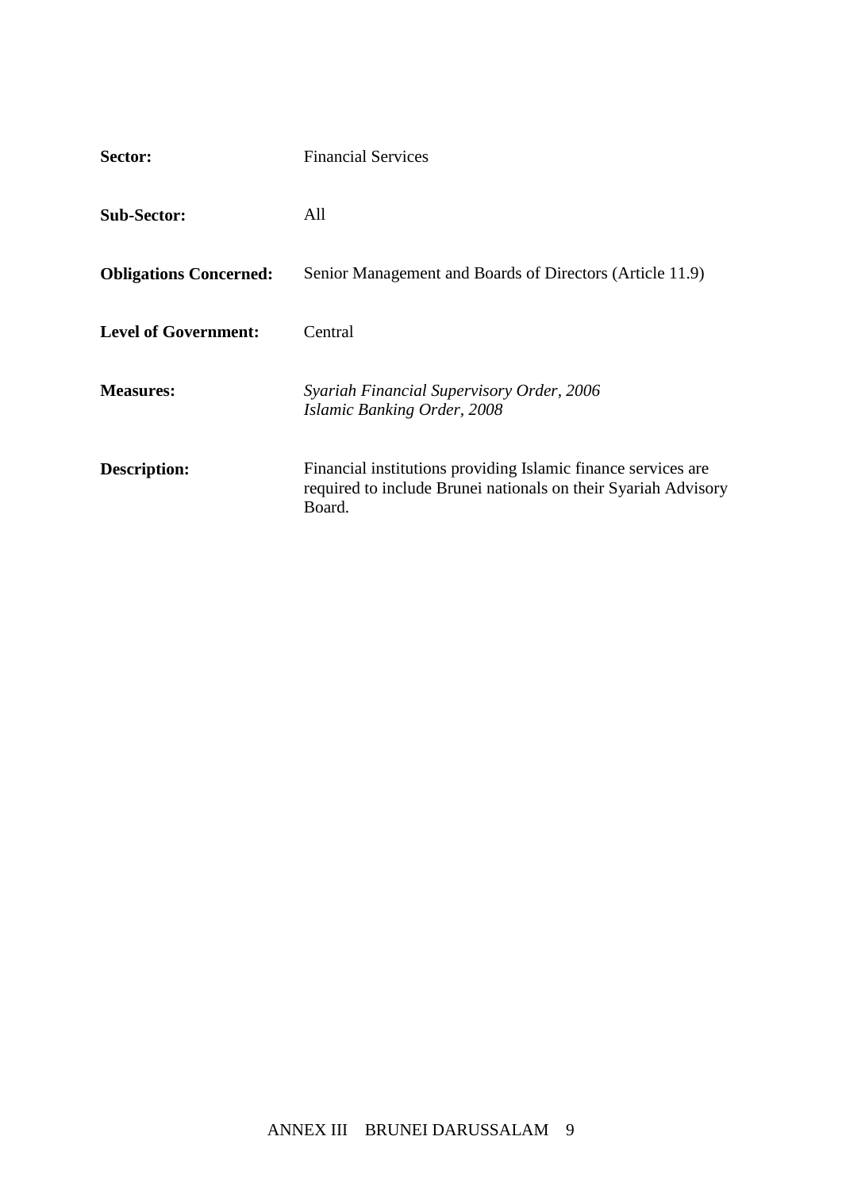**Sector:** Financial Services

**Sub-Sector:** All

**Obligations Concerned:** Senior Management and Boards of Directors (Article 11.9)

**Level of Government:** Central

**Measures:** *Syariah Financial Supervisory Order, 2006*
*Islamic Banking Order, 2008*

**Description:** Financial institutions providing Islamic finance services are required to include Brunei nationals on their Syariah Advisory Board.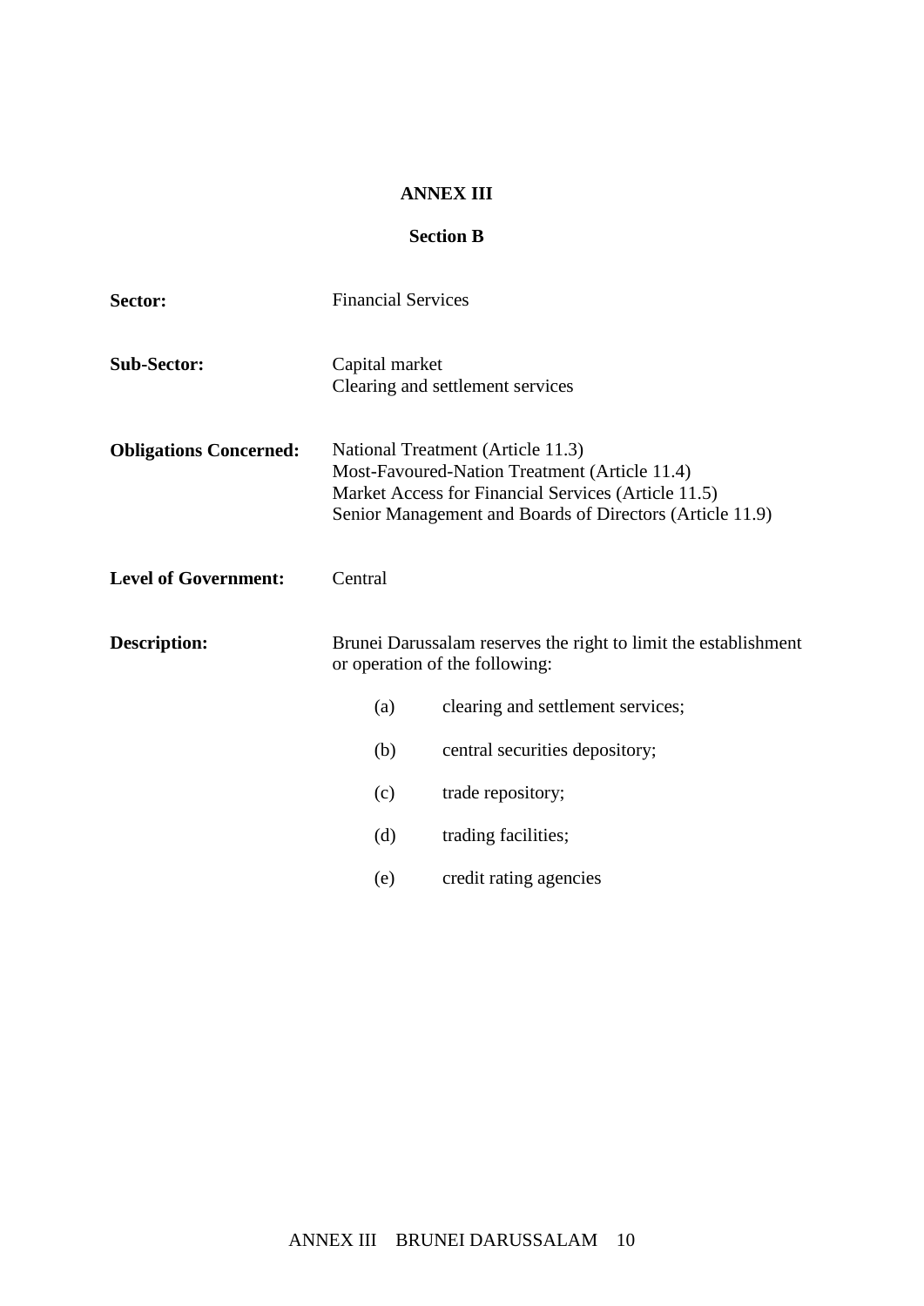# ANNEX III

## Section B

**Sector:** Financial Services

**Sub-Sector:** Capital market
Clearing and settlement services

**Obligations Concerned:** National Treatment (Article 11.3)
Most-Favoured-Nation Treatment (Article 11.4)
Market Access for Financial Services (Article 11.5)
Senior Management and Boards of Directors (Article 11.9)

**Level of Government:** Central

**Description:** Brunei Darussalam reserves the right to limit the establishment or operation of the following:

(a) clearing and settlement services;

(b) central securities depository;

(c) trade repository;

(d) trading facilities;

(e) credit rating agencies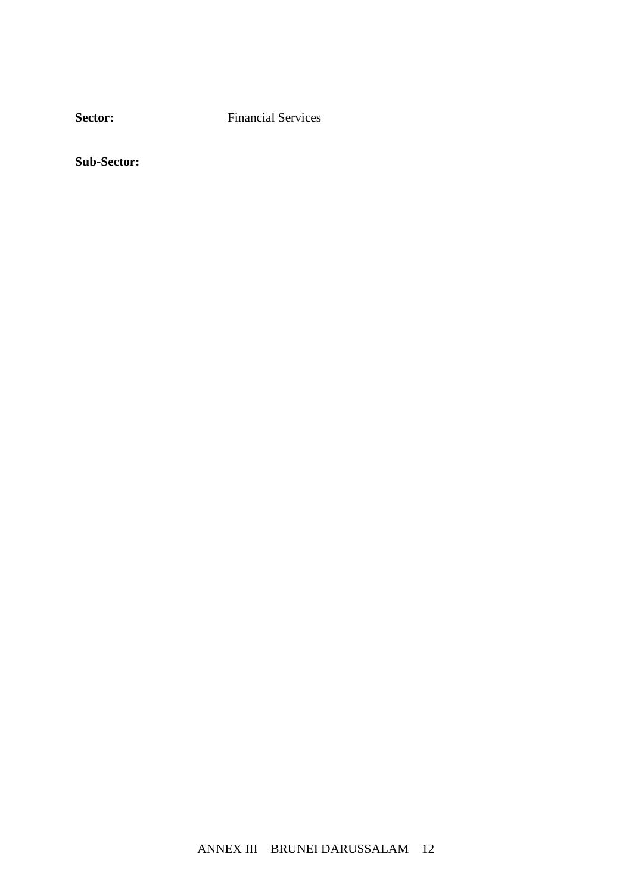**Sector:** Financial Services

**Sub-Sector:**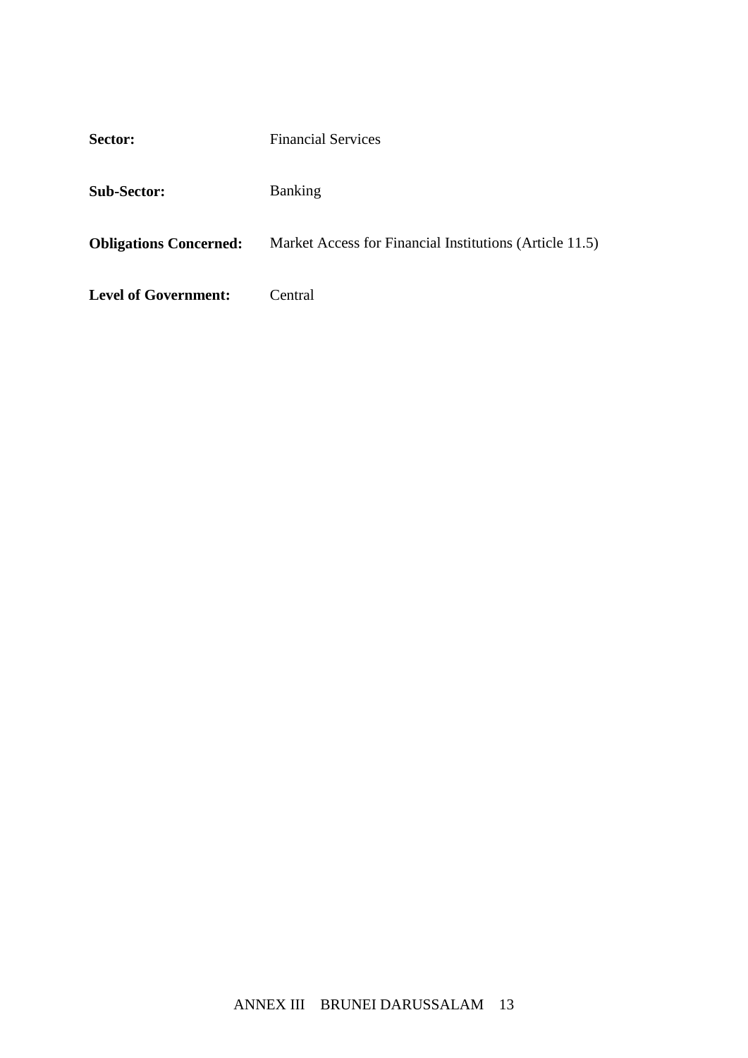**Sector:** Financial Services

**Sub-Sector:** Banking

**Obligations Concerned:** Market Access for Financial Institutions (Article 11.5)

**Level of Government:** Central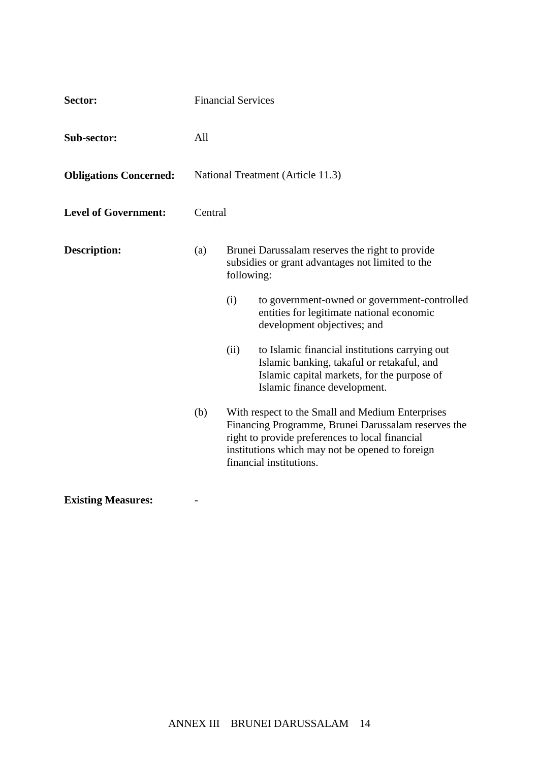**Sector:** Financial Services

**Sub-sector:** All

**Obligations Concerned:** National Treatment (Article 11.3)

**Level of Government:** Central

**Description:**

(a) Brunei Darussalam reserves the right to provide subsidies or grant advantages not limited to the following:

(i) to government-owned or government-controlled entities for legitimate national economic development objectives; and

(ii) to Islamic financial institutions carrying out Islamic banking, takaful or retakaful, and Islamic capital markets, for the purpose of Islamic finance development.

(b) With respect to the Small and Medium Enterprises Financing Programme, Brunei Darussalam reserves the right to provide preferences to local financial institutions which may not be opened to foreign financial institutions.

**Existing Measures:** -